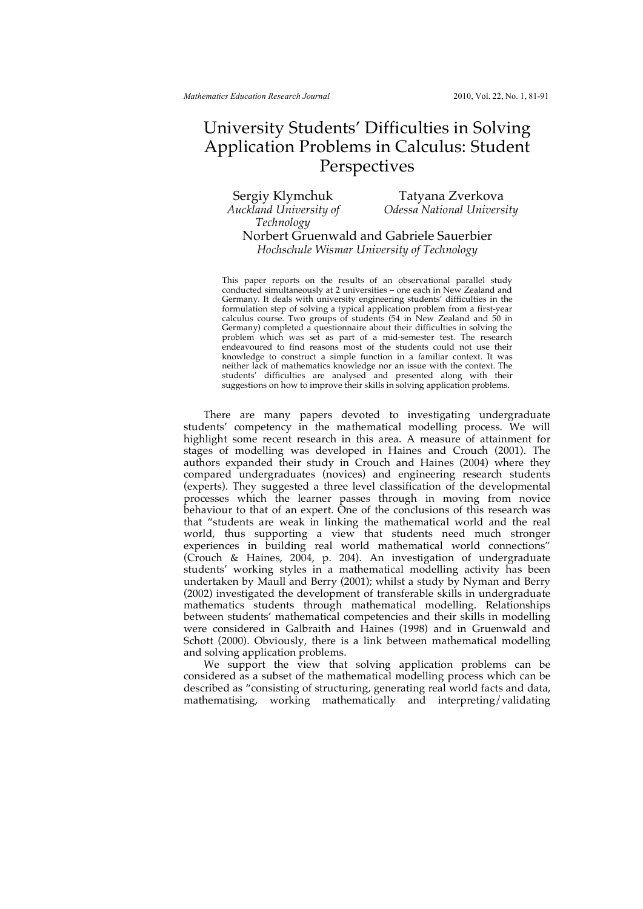# University Students' Difficulties in Solving Application Problems in Calculus: Student Perspectives

Sergiy Klymchuk
*Auckland University of Technology*

Tatyana Zverkova
*Odessa National University*

Norbert Gruenwald and Gabriele Sauerbier
*Hochschule Wismar University of Technology*

This paper reports on the results of an observational parallel study conducted simultaneously at 2 universities – one each in New Zealand and Germany. It deals with university engineering students' difficulties in the formulation step of solving a typical application problem from a first-year calculus course. Two groups of students (54 in New Zealand and 50 in Germany) completed a questionnaire about their difficulties in solving the problem which was set as part of a mid-semester test. The research endeavoured to find reasons most of the students could not use their knowledge to construct a simple function in a familiar context. It was neither lack of mathematics knowledge nor an issue with the context. The students' difficulties are analysed and presented along with their suggestions on how to improve their skills in solving application problems.

There are many papers devoted to investigating undergraduate students' competency in the mathematical modelling process. We will highlight some recent research in this area. A measure of attainment for stages of modelling was developed in Haines and Crouch (2001). The authors expanded their study in Crouch and Haines (2004) where they compared undergraduates (novices) and engineering research students (experts). They suggested a three level classification of the developmental processes which the learner passes through in moving from novice behaviour to that of an expert. One of the conclusions of this research was that "students are weak in linking the mathematical world and the real world, thus supporting a view that students need much stronger experiences in building real world mathematical world connections" (Crouch & Haines, 2004, p. 204). An investigation of undergraduate students' working styles in a mathematical modelling activity has been undertaken by Maull and Berry (2001); whilst a study by Nyman and Berry (2002) investigated the development of transferable skills in undergraduate mathematics students through mathematical modelling. Relationships between students' mathematical competencies and their skills in modelling were considered in Galbraith and Haines (1998) and in Gruenwald and Schott (2000). Obviously, there is a link between mathematical modelling and solving application problems.

We support the view that solving application problems can be considered as a subset of the mathematical modelling process which can be described as "consisting of structuring, generating real world facts and data, mathematising, working mathematically and interpreting/validating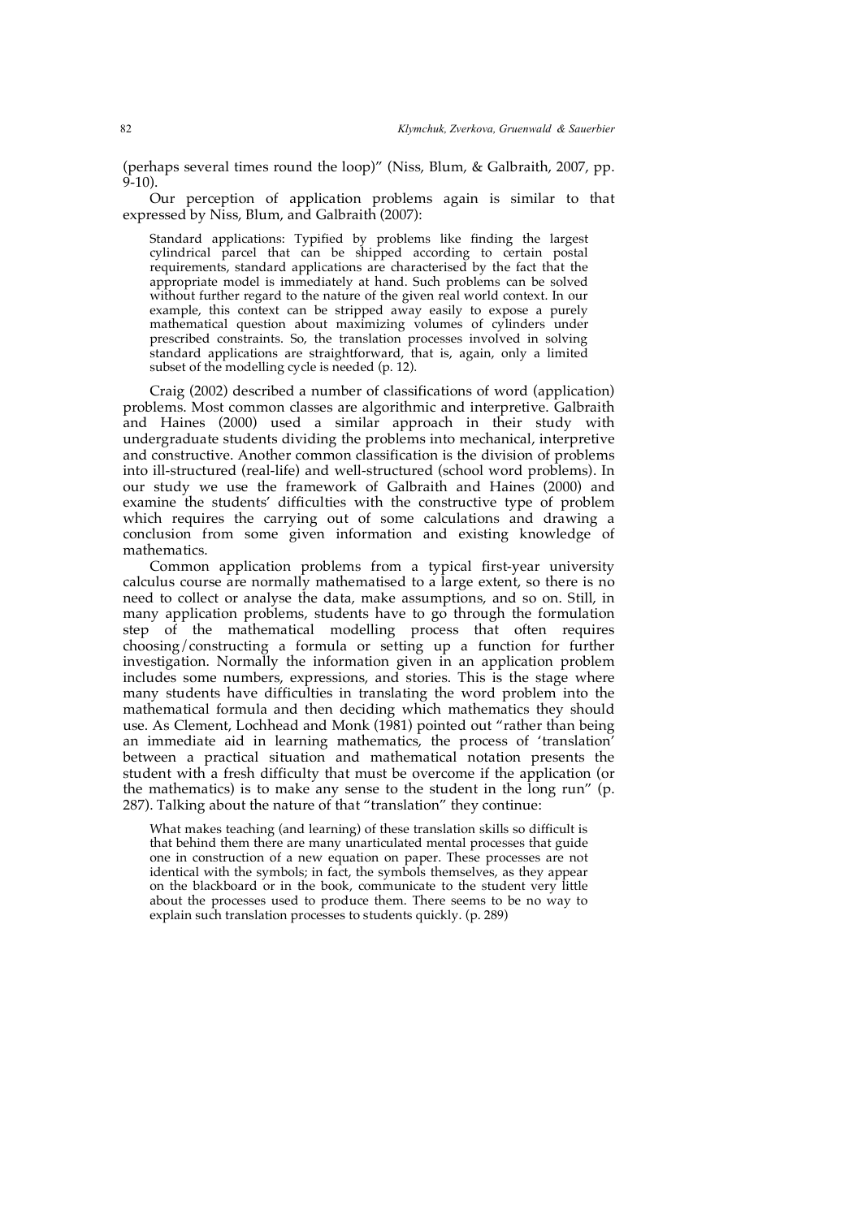(perhaps several times round the loop)" (Niss, Blum, & Galbraith, 2007, pp. 9-10).

Our perception of application problems again is similar to that expressed by Niss, Blum, and Galbraith (2007):

> Standard applications: Typified by problems like finding the largest cylindrical parcel that can be shipped according to certain postal requirements, standard applications are characterised by the fact that the appropriate model is immediately at hand. Such problems can be solved without further regard to the nature of the given real world context. In our example, this context can be stripped away easily to expose a purely mathematical question about maximizing volumes of cylinders under prescribed constraints. So, the translation processes involved in solving standard applications are straightforward, that is, again, only a limited subset of the modelling cycle is needed (p. 12).

Craig (2002) described a number of classifications of word (application) problems. Most common classes are algorithmic and interpretive. Galbraith and Haines (2000) used a similar approach in their study with undergraduate students dividing the problems into mechanical, interpretive and constructive. Another common classification is the division of problems into ill-structured (real-life) and well-structured (school word problems). In our study we use the framework of Galbraith and Haines (2000) and examine the students' difficulties with the constructive type of problem which requires the carrying out of some calculations and drawing a conclusion from some given information and existing knowledge of mathematics.

Common application problems from a typical first-year university calculus course are normally mathematised to a large extent, so there is no need to collect or analyse the data, make assumptions, and so on. Still, in many application problems, students have to go through the formulation step of the mathematical modelling process that often requires choosing/constructing a formula or setting up a function for further investigation. Normally the information given in an application problem includes some numbers, expressions, and stories. This is the stage where many students have difficulties in translating the word problem into the mathematical formula and then deciding which mathematics they should use. As Clement, Lochhead and Monk (1981) pointed out "rather than being an immediate aid in learning mathematics, the process of 'translation' between a practical situation and mathematical notation presents the student with a fresh difficulty that must be overcome if the application (or the mathematics) is to make any sense to the student in the long run" (p. 287). Talking about the nature of that "translation" they continue:

> What makes teaching (and learning) of these translation skills so difficult is that behind them there are many unarticulated mental processes that guide one in construction of a new equation on paper. These processes are not identical with the symbols; in fact, the symbols themselves, as they appear on the blackboard or in the book, communicate to the student very little about the processes used to produce them. There seems to be no way to explain such translation processes to students quickly. (p. 289)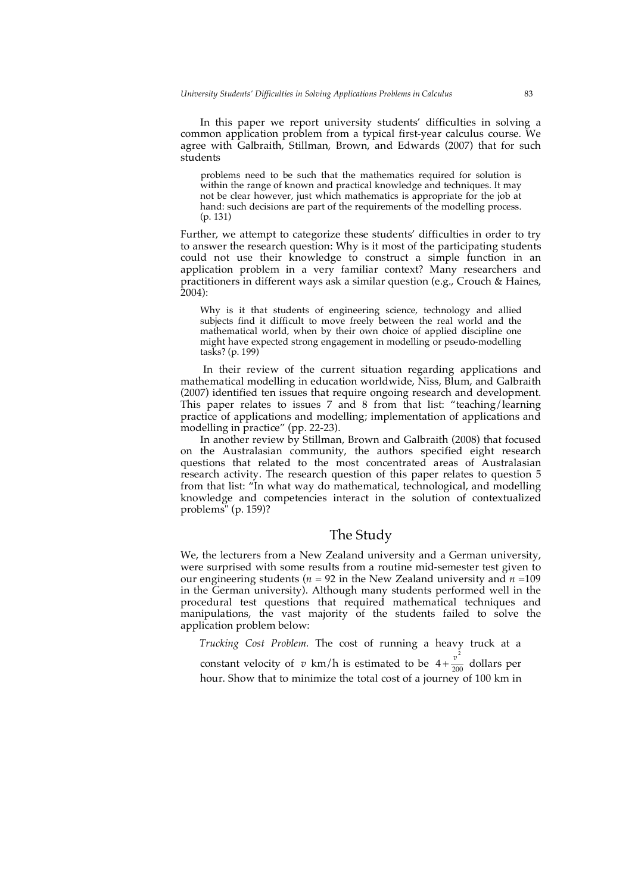In this paper we report university students' difficulties in solving a common application problem from a typical first-year calculus course. We agree with Galbraith, Stillman, Brown, and Edwards (2007) that for such students

> problems need to be such that the mathematics required for solution is within the range of known and practical knowledge and techniques. It may not be clear however, just which mathematics is appropriate for the job at hand: such decisions are part of the requirements of the modelling process. (p. 131)

Further, we attempt to categorize these students' difficulties in order to try to answer the research question: Why is it most of the participating students could not use their knowledge to construct a simple function in an application problem in a very familiar context? Many researchers and practitioners in different ways ask a similar question (e.g., Crouch & Haines, 2004):

> Why is it that students of engineering science, technology and allied subjects find it difficult to move freely between the real world and the mathematical world, when by their own choice of applied discipline one might have expected strong engagement in modelling or pseudo-modelling tasks? (p. 199)

In their review of the current situation regarding applications and mathematical modelling in education worldwide, Niss, Blum, and Galbraith (2007) identified ten issues that require ongoing research and development. This paper relates to issues 7 and 8 from that list: "teaching/learning practice of applications and modelling; implementation of applications and modelling in practice" (pp. 22-23).

In another review by Stillman, Brown and Galbraith (2008) that focused on the Australasian community, the authors specified eight research questions that related to the most concentrated areas of Australasian research activity. The research question of this paper relates to question 5 from that list: "In what way do mathematical, technological, and modelling knowledge and competencies interact in the solution of contextualized problems" (p. 159)?

## The Study

We, the lecturers from a New Zealand university and a German university, were surprised with some results from a routine mid-semester test given to our engineering students ($n = 92$ in the New Zealand university and $n = 109$ in the German university). Although many students performed well in the procedural test questions that required mathematical techniques and manipulations, the vast majority of the students failed to solve the application problem below:

*Trucking Cost Problem.* The cost of running a heavy truck at a constant velocity of $v$ km/h is estimated to be $4 + \frac{v^2}{200}$ dollars per hour. Show that to minimize the total cost of a journey of 100 km in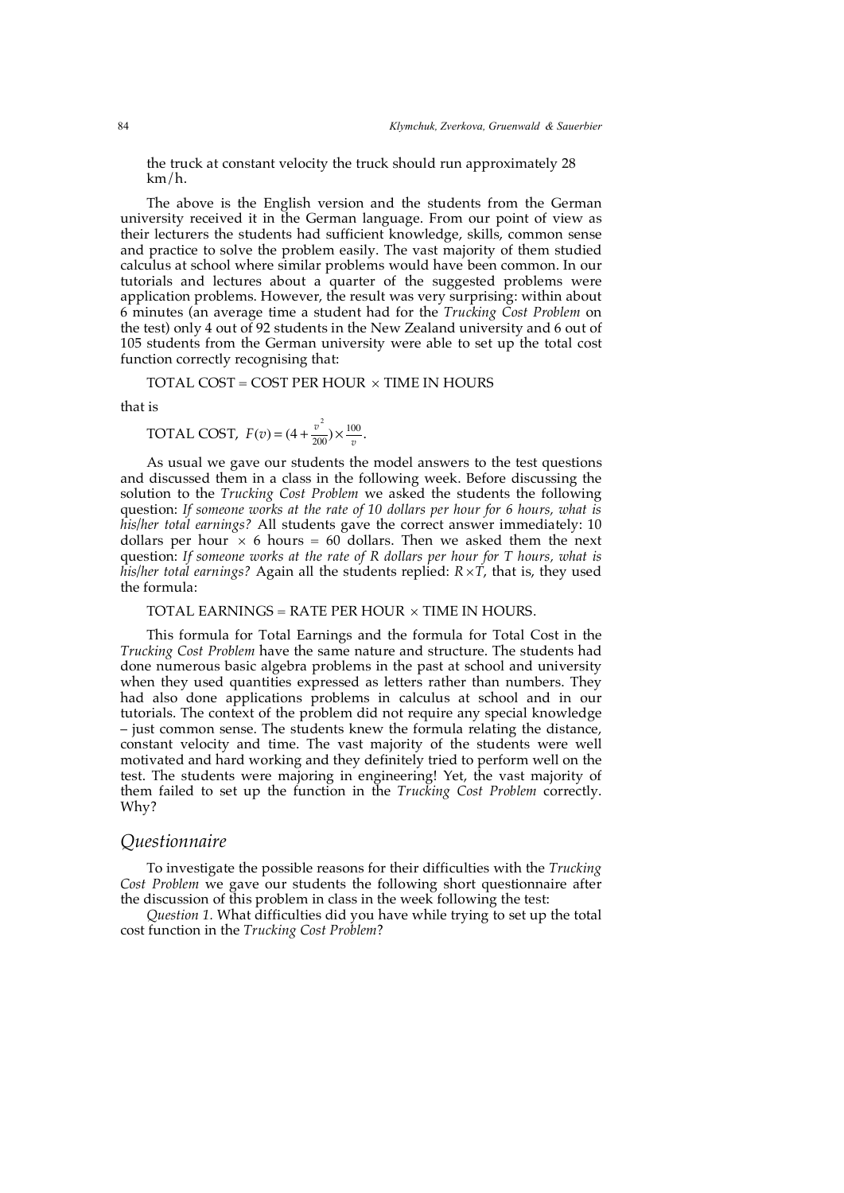the truck at constant velocity the truck should run approximately 28 km/h.

The above is the English version and the students from the German university received it in the German language. From our point of view as their lecturers the students had sufficient knowledge, skills, common sense and practice to solve the problem easily. The vast majority of them studied calculus at school where similar problems would have been common. In our tutorials and lectures about a quarter of the suggested problems were application problems. However, the result was very surprising: within about 6 minutes (an average time a student had for the *Trucking Cost Problem* on the test) only 4 out of 92 students in the New Zealand university and 6 out of 105 students from the German university were able to set up the total cost function correctly recognising that:

TOTAL COST = COST PER HOUR $\times$ TIME IN HOURS

that is

TOTAL COST, $F(v) = (4 + \frac{v^2}{200}) \times \frac{100}{v}$.

As usual we gave our students the model answers to the test questions and discussed them in a class in the following week. Before discussing the solution to the *Trucking Cost Problem* we asked the students the following question: *If someone works at the rate of 10 dollars per hour for 6 hours, what is his/her total earnings?* All students gave the correct answer immediately: 10 dollars per hour $\times$ 6 hours = 60 dollars. Then we asked them the next question: *If someone works at the rate of R dollars per hour for T hours, what is his/her total earnings?* Again all the students replied: $R \times T$, that is, they used the formula:

TOTAL EARNINGS = RATE PER HOUR $\times$ TIME IN HOURS.

This formula for Total Earnings and the formula for Total Cost in the *Trucking Cost Problem* have the same nature and structure. The students had done numerous basic algebra problems in the past at school and university when they used quantities expressed as letters rather than numbers. They had also done applications problems in calculus at school and in our tutorials. The context of the problem did not require any special knowledge – just common sense. The students knew the formula relating the distance, constant velocity and time. The vast majority of the students were well motivated and hard working and they definitely tried to perform well on the test. The students were majoring in engineering! Yet, the vast majority of them failed to set up the function in the *Trucking Cost Problem* correctly. Why?

## *Questionnaire*

To investigate the possible reasons for their difficulties with the *Trucking Cost Problem* we gave our students the following short questionnaire after the discussion of this problem in class in the week following the test:

*Question 1.* What difficulties did you have while trying to set up the total cost function in the *Trucking Cost Problem*?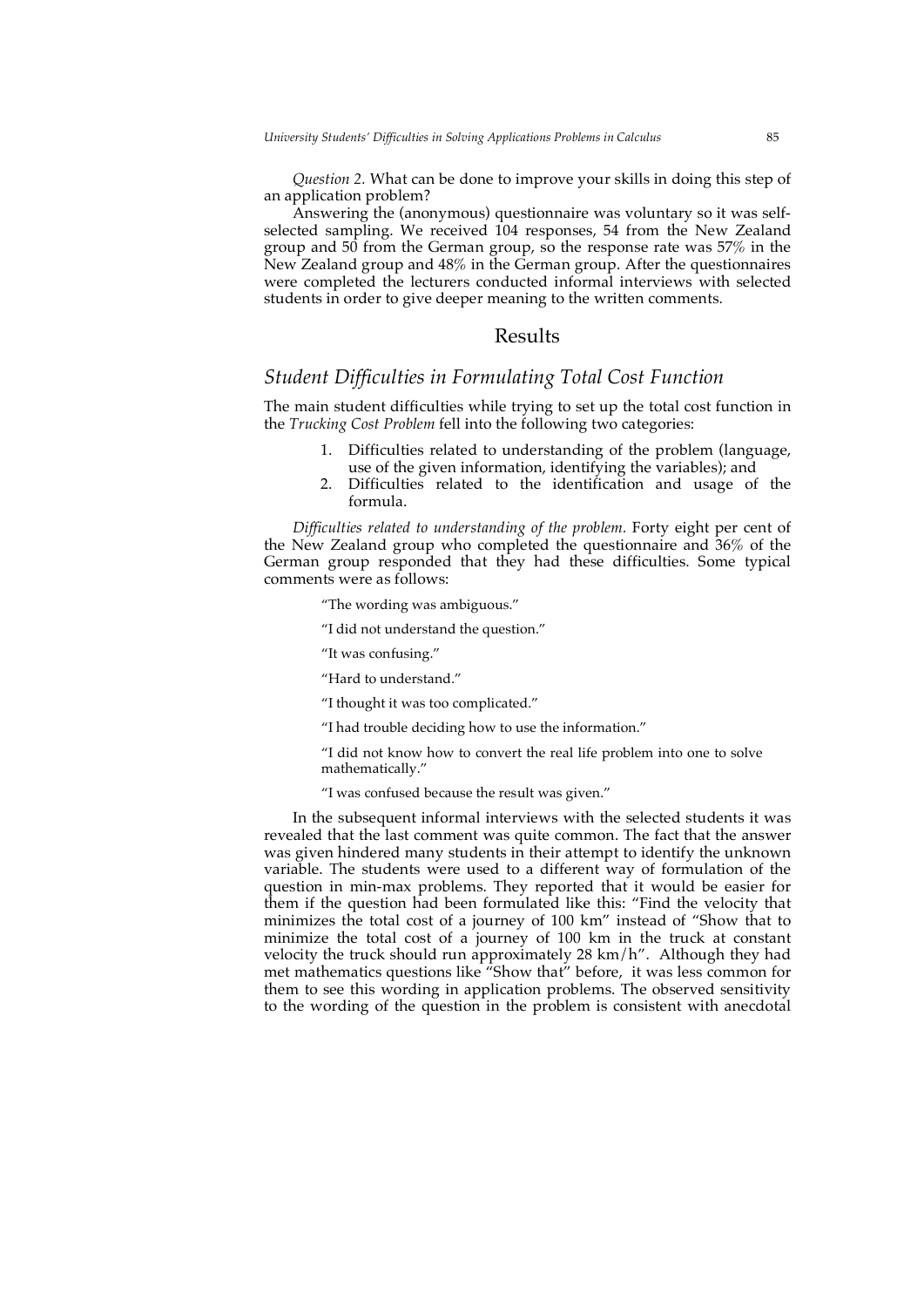*Question 2.* What can be done to improve your skills in doing this step of an application problem?

Answering the (anonymous) questionnaire was voluntary so it was self-selected sampling. We received 104 responses, 54 from the New Zealand group and 50 from the German group, so the response rate was 57% in the New Zealand group and 48% in the German group. After the questionnaires were completed the lecturers conducted informal interviews with selected students in order to give deeper meaning to the written comments.

## Results

### Student Difficulties in Formulating Total Cost Function

The main student difficulties while trying to set up the total cost function in the *Trucking Cost Problem* fell into the following two categories:

1. Difficulties related to understanding of the problem (language, use of the given information, identifying the variables); and
2. Difficulties related to the identification and usage of the formula.

*Difficulties related to understanding of the problem.* Forty eight per cent of the New Zealand group who completed the questionnaire and 36% of the German group responded that they had these difficulties. Some typical comments were as follows:

> "The wording was ambiguous."
>
> "I did not understand the question."
>
> "It was confusing."
>
> "Hard to understand."
>
> "I thought it was too complicated."
>
> "I had trouble deciding how to use the information."
>
> "I did not know how to convert the real life problem into one to solve mathematically."
>
> "I was confused because the result was given."

In the subsequent informal interviews with the selected students it was revealed that the last comment was quite common. The fact that the answer was given hindered many students in their attempt to identify the unknown variable. The students were used to a different way of formulation of the question in min-max problems. They reported that it would be easier for them if the question had been formulated like this: "Find the velocity that minimizes the total cost of a journey of 100 km" instead of "Show that to minimize the total cost of a journey of 100 km in the truck at constant velocity the truck should run approximately 28 km/h". Although they had met mathematics questions like "Show that" before, it was less common for them to see this wording in application problems. The observed sensitivity to the wording of the question in the problem is consistent with anecdotal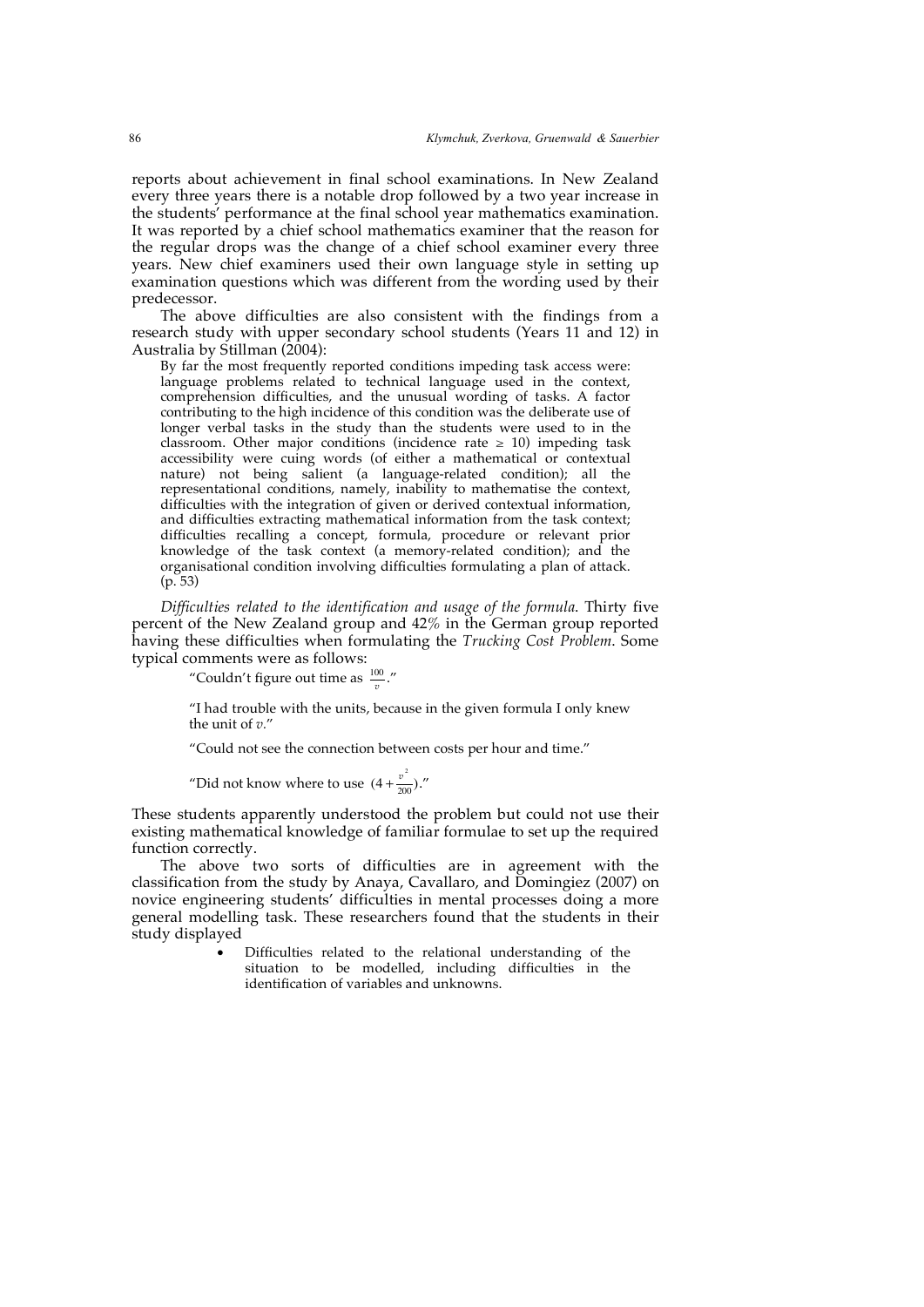reports about achievement in final school examinations. In New Zealand every three years there is a notable drop followed by a two year increase in the students' performance at the final school year mathematics examination. It was reported by a chief school mathematics examiner that the reason for the regular drops was the change of a chief school examiner every three years. New chief examiners used their own language style in setting up examination questions which was different from the wording used by their predecessor.

The above difficulties are also consistent with the findings from a research study with upper secondary school students (Years 11 and 12) in Australia by Stillman (2004):

> By far the most frequently reported conditions impeding task access were: language problems related to technical language used in the context, comprehension difficulties, and the unusual wording of tasks. A factor contributing to the high incidence of this condition was the deliberate use of longer verbal tasks in the study than the students were used to in the classroom. Other major conditions (incidence rate ≥ 10) impeding task accessibility were cuing words (of either a mathematical or contextual nature) not being salient (a language-related condition); all the representational conditions, namely, inability to mathematise the context, difficulties with the integration of given or derived contextual information, and difficulties extracting mathematical information from the task context; difficulties recalling a concept, formula, procedure or relevant prior knowledge of the task context (a memory-related condition); and the organisational condition involving difficulties formulating a plan of attack. (p. 53)

*Difficulties related to the identification and usage of the formula.* Thirty five percent of the New Zealand group and 42% in the German group reported having these difficulties when formulating the *Trucking Cost Problem*. Some typical comments were as follows:

> "Couldn't figure out time as $\frac{100}{v}$."
>
> "I had trouble with the units, because in the given formula I only knew the unit of $v$."
>
> "Could not see the connection between costs per hour and time."
>
> "Did not know where to use $(4+\frac{v^2}{200})$."

These students apparently understood the problem but could not use their existing mathematical knowledge of familiar formulae to set up the required function correctly.

The above two sorts of difficulties are in agreement with the classification from the study by Anaya, Cavallaro, and Domingiez (2007) on novice engineering students' difficulties in mental processes doing a more general modelling task. These researchers found that the students in their study displayed

- Difficulties related to the relational understanding of the situation to be modelled, including difficulties in the identification of variables and unknowns.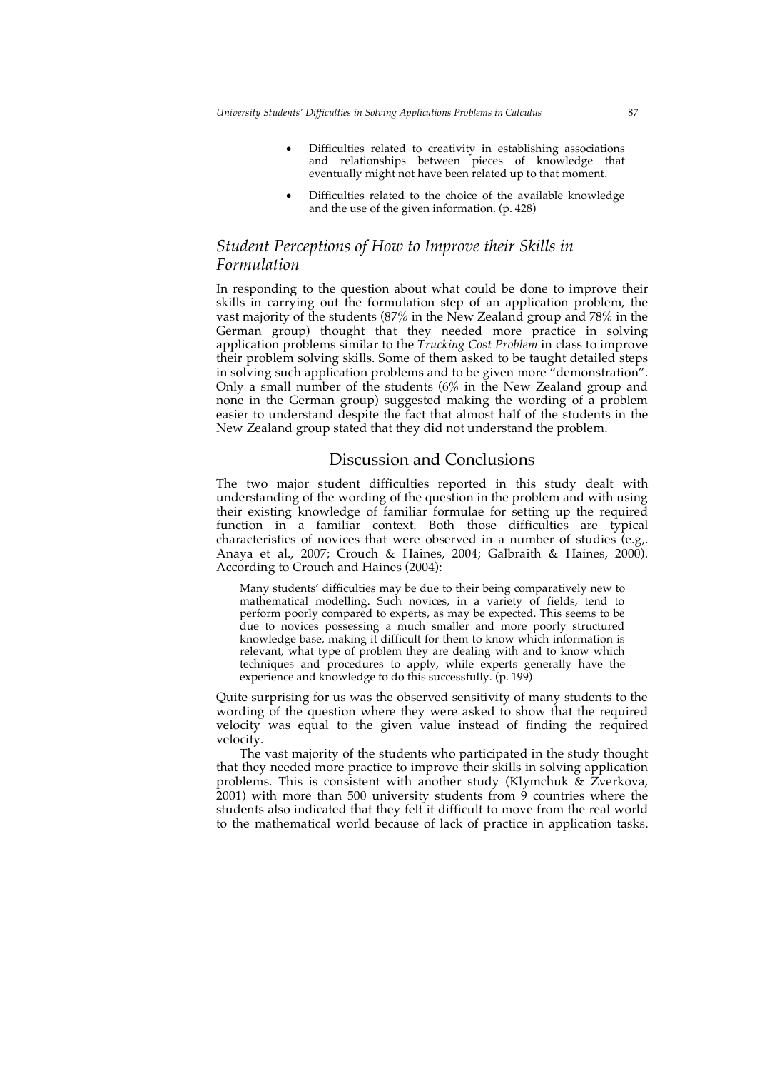- Difficulties related to creativity in establishing associations and relationships between pieces of knowledge that eventually might not have been related up to that moment.
- Difficulties related to the choice of the available knowledge and the use of the given information. (p. 428)

### *Student Perceptions of How to Improve their Skills in Formulation*

In responding to the question about what could be done to improve their skills in carrying out the formulation step of an application problem, the vast majority of the students (87% in the New Zealand group and 78% in the German group) thought that they needed more practice in solving application problems similar to the *Trucking Cost Problem* in class to improve their problem solving skills. Some of them asked to be taught detailed steps in solving such application problems and to be given more "demonstration". Only a small number of the students (6% in the New Zealand group and none in the German group) suggested making the wording of a problem easier to understand despite the fact that almost half of the students in the New Zealand group stated that they did not understand the problem.

## Discussion and Conclusions

The two major student difficulties reported in this study dealt with understanding of the wording of the question in the problem and with using their existing knowledge of familiar formulae for setting up the required function in a familiar context. Both those difficulties are typical characteristics of novices that were observed in a number of studies (e.g,. Anaya et al., 2007; Crouch & Haines, 2004; Galbraith & Haines, 2000). According to Crouch and Haines (2004):

> Many students' difficulties may be due to their being comparatively new to mathematical modelling. Such novices, in a variety of fields, tend to perform poorly compared to experts, as may be expected. This seems to be due to novices possessing a much smaller and more poorly structured knowledge base, making it difficult for them to know which information is relevant, what type of problem they are dealing with and to know which techniques and procedures to apply, while experts generally have the experience and knowledge to do this successfully. (p. 199)

Quite surprising for us was the observed sensitivity of many students to the wording of the question where they were asked to show that the required velocity was equal to the given value instead of finding the required velocity.

The vast majority of the students who participated in the study thought that they needed more practice to improve their skills in solving application problems. This is consistent with another study (Klymchuk & Zverkova, 2001) with more than 500 university students from 9 countries where the students also indicated that they felt it difficult to move from the real world to the mathematical world because of lack of practice in application tasks.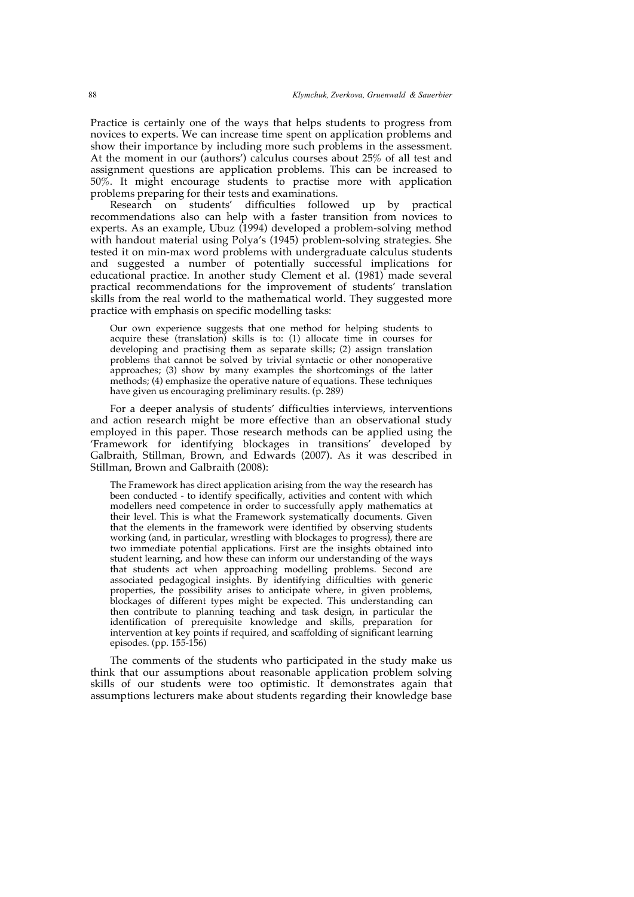Practice is certainly one of the ways that helps students to progress from novices to experts. We can increase time spent on application problems and show their importance by including more such problems in the assessment. At the moment in our (authors') calculus courses about 25% of all test and assignment questions are application problems. This can be increased to 50%. It might encourage students to practise more with application problems preparing for their tests and examinations.

Research on students' difficulties followed up by practical recommendations also can help with a faster transition from novices to experts. As an example, Ubuz (1994) developed a problem-solving method with handout material using Polya's (1945) problem-solving strategies. She tested it on min-max word problems with undergraduate calculus students and suggested a number of potentially successful implications for educational practice. In another study Clement et al. (1981) made several practical recommendations for the improvement of students' translation skills from the real world to the mathematical world. They suggested more practice with emphasis on specific modelling tasks:

> Our own experience suggests that one method for helping students to acquire these (translation) skills is to: (1) allocate time in courses for developing and practising them as separate skills; (2) assign translation problems that cannot be solved by trivial syntactic or other nonoperative approaches; (3) show by many examples the shortcomings of the latter methods; (4) emphasize the operative nature of equations. These techniques have given us encouraging preliminary results. (p. 289)

For a deeper analysis of students' difficulties interviews, interventions and action research might be more effective than an observational study employed in this paper. Those research methods can be applied using the 'Framework for identifying blockages in transitions' developed by Galbraith, Stillman, Brown, and Edwards (2007). As it was described in Stillman, Brown and Galbraith (2008):

> The Framework has direct application arising from the way the research has been conducted - to identify specifically, activities and content with which modellers need competence in order to successfully apply mathematics at their level. This is what the Framework systematically documents. Given that the elements in the framework were identified by observing students working (and, in particular, wrestling with blockages to progress), there are two immediate potential applications. First are the insights obtained into student learning, and how these can inform our understanding of the ways that students act when approaching modelling problems. Second are associated pedagogical insights. By identifying difficulties with generic properties, the possibility arises to anticipate where, in given problems, blockages of different types might be expected. This understanding can then contribute to planning teaching and task design, in particular the identification of prerequisite knowledge and skills, preparation for intervention at key points if required, and scaffolding of significant learning episodes. (pp. 155-156)

The comments of the students who participated in the study make us think that our assumptions about reasonable application problem solving skills of our students were too optimistic. It demonstrates again that assumptions lecturers make about students regarding their knowledge base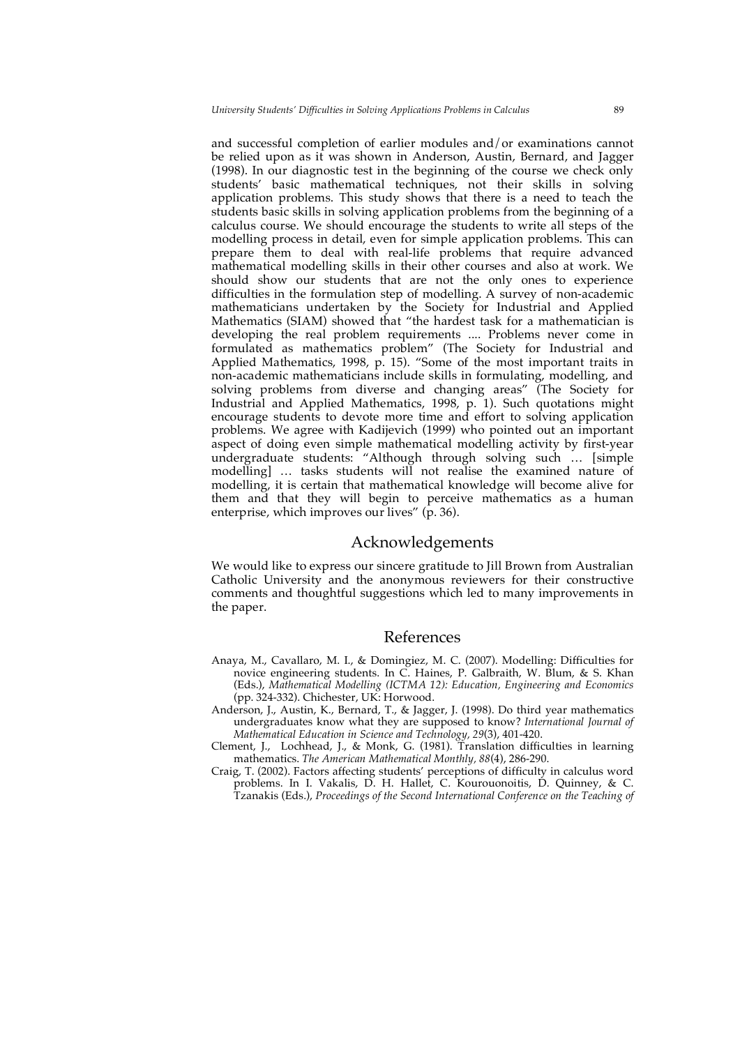and successful completion of earlier modules and/or examinations cannot be relied upon as it was shown in Anderson, Austin, Bernard, and Jagger (1998). In our diagnostic test in the beginning of the course we check only students' basic mathematical techniques, not their skills in solving application problems. This study shows that there is a need to teach the students basic skills in solving application problems from the beginning of a calculus course. We should encourage the students to write all steps of the modelling process in detail, even for simple application problems. This can prepare them to deal with real-life problems that require advanced mathematical modelling skills in their other courses and also at work. We should show our students that are not the only ones to experience difficulties in the formulation step of modelling. A survey of non-academic mathematicians undertaken by the Society for Industrial and Applied Mathematics (SIAM) showed that "the hardest task for a mathematician is developing the real problem requirements .... Problems never come in formulated as mathematics problem" (The Society for Industrial and Applied Mathematics, 1998, p. 15). "Some of the most important traits in non-academic mathematicians include skills in formulating, modelling, and solving problems from diverse and changing areas" (The Society for Industrial and Applied Mathematics, 1998, p. 1). Such quotations might encourage students to devote more time and effort to solving application problems. We agree with Kadijevich (1999) who pointed out an important aspect of doing even simple mathematical modelling activity by first-year undergraduate students: "Although through solving such … [simple modelling] … tasks students will not realise the examined nature of modelling, it is certain that mathematical knowledge will become alive for them and that they will begin to perceive mathematics as a human enterprise, which improves our lives" (p. 36).

## Acknowledgements

We would like to express our sincere gratitude to Jill Brown from Australian Catholic University and the anonymous reviewers for their constructive comments and thoughtful suggestions which led to many improvements in the paper.

## References

Anaya, M., Cavallaro, M. I., & Domingiez, M. C. (2007). Modelling: Difficulties for novice engineering students. In C. Haines, P. Galbraith, W. Blum, & S. Khan (Eds.), *Mathematical Modelling (ICTMA 12): Education, Engineering and Economics* (pp. 324-332). Chichester, UK: Horwood.

Anderson, J., Austin, K., Bernard, T., & Jagger, J. (1998). Do third year mathematics undergraduates know what they are supposed to know? *International Journal of Mathematical Education in Science and Technology, 29*(3), 401-420.

Clement, J., Lochhead, J., & Monk, G. (1981). Translation difficulties in learning mathematics. *The American Mathematical Monthly, 88*(4), 286-290.

Craig, T. (2002). Factors affecting students' perceptions of difficulty in calculus word problems. In I. Vakalis, D. H. Hallet, C. Kourouonoitis, D. Quinney, & C. Tzanakis (Eds.), *Proceedings of the Second International Conference on the Teaching of*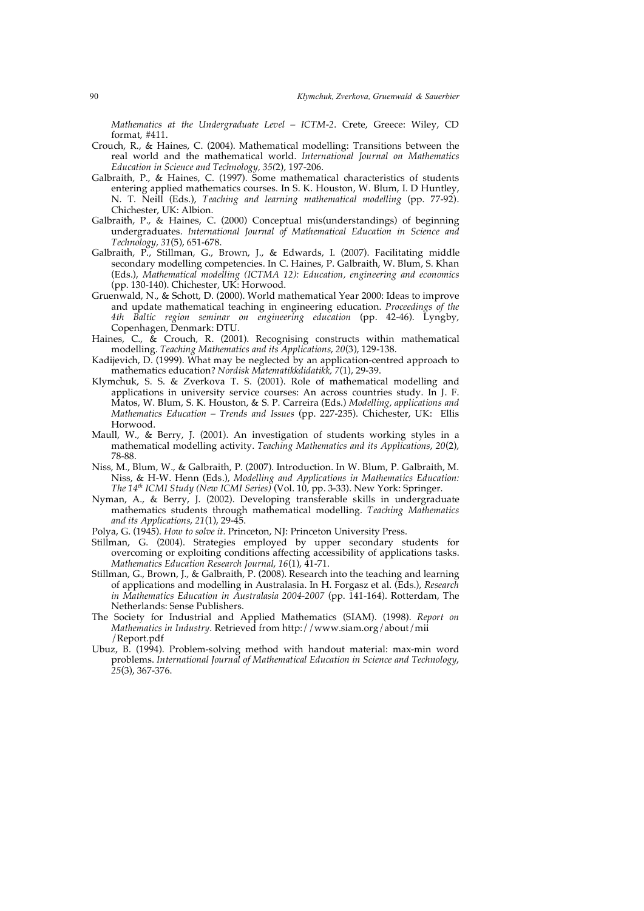*Mathematics at the Undergraduate Level – ICTM-2*. Crete, Greece: Wiley, CD format, #411.

Crouch, R., & Haines, C. (2004). Mathematical modelling: Transitions between the real world and the mathematical world. *International Journal on Mathematics Education in Science and Technology, 35*(2), 197-206.

Galbraith, P., & Haines, C. (1997). Some mathematical characteristics of students entering applied mathematics courses. In S. K. Houston, W. Blum, I. D Huntley, N. T. Neill (Eds.), *Teaching and learning mathematical modelling* (pp. 77-92). Chichester, UK: Albion.

Galbraith, P., & Haines, C. (2000) Conceptual mis(understandings) of beginning undergraduates. *International Journal of Mathematical Education in Science and Technology, 31*(5), 651-678.

Galbraith, P., Stillman, G., Brown, J., & Edwards, I. (2007). Facilitating middle secondary modelling competencies. In C. Haines, P. Galbraith, W. Blum, S. Khan (Eds.), *Mathematical modelling (ICTMA 12): Education, engineering and economics* (pp. 130-140). Chichester, UK: Horwood.

Gruenwald, N., & Schott, D. (2000). World mathematical Year 2000: Ideas to improve and update mathematical teaching in engineering education. *Proceedings of the 4th Baltic region seminar on engineering education* (pp. 42-46). Lyngby, Copenhagen, Denmark: DTU.

Haines, C., & Crouch, R. (2001). Recognising constructs within mathematical modelling. *Teaching Mathematics and its Applications*, *20*(3), 129-138.

Kadijevich, D. (1999). What may be neglected by an application-centred approach to mathematics education? *Nordisk Matematikkdidatikk, 7*(1), 29-39.

Klymchuk, S. S. & Zverkova T. S. (2001). Role of mathematical modelling and applications in university service courses: An across countries study. In J. F. Matos, W. Blum, S. K. Houston, & S. P. Carreira (Eds.) *Modelling, applications and Mathematics Education – Trends and Issues* (pp. 227-235). Chichester, UK: Ellis Horwood.

Maull, W., & Berry, J. (2001). An investigation of students working styles in a mathematical modelling activity. *Teaching Mathematics and its Applications*, *20*(2), 78-88.

Niss, M., Blum, W., & Galbraith, P. (2007). Introduction. In W. Blum, P. Galbraith, M. Niss, & H-W. Henn (Eds.), *Modelling and Applications in Mathematics Education: The 14th ICMI Study (New ICMI Series)* (Vol. 10, pp. 3-33). New York: Springer.

Nyman, A., & Berry, J. (2002). Developing transferable skills in undergraduate mathematics students through mathematical modelling. *Teaching Mathematics and its Applications*, *21*(1), 29-45.

Polya, G. (1945). *How to solve it.* Princeton, NJ: Princeton University Press.

Stillman, G. (2004). Strategies employed by upper secondary students for overcoming or exploiting conditions affecting accessibility of applications tasks. *Mathematics Education Research Journal*, *16*(1), 41-71.

Stillman, G., Brown, J., & Galbraith, P. (2008). Research into the teaching and learning of applications and modelling in Australasia. In H. Forgasz et al. (Eds.), *Research in Mathematics Education in Australasia 2004-2007* (pp. 141-164). Rotterdam, The Netherlands: Sense Publishers.

The Society for Industrial and Applied Mathematics (SIAM). (1998). *Report on Mathematics in Industry*. Retrieved from http://www.siam.org/about/mii/Report.pdf

Ubuz, B. (1994). Problem-solving method with handout material: max-min word problems. *International Journal of Mathematical Education in Science and Technology*, *25*(3), 367-376.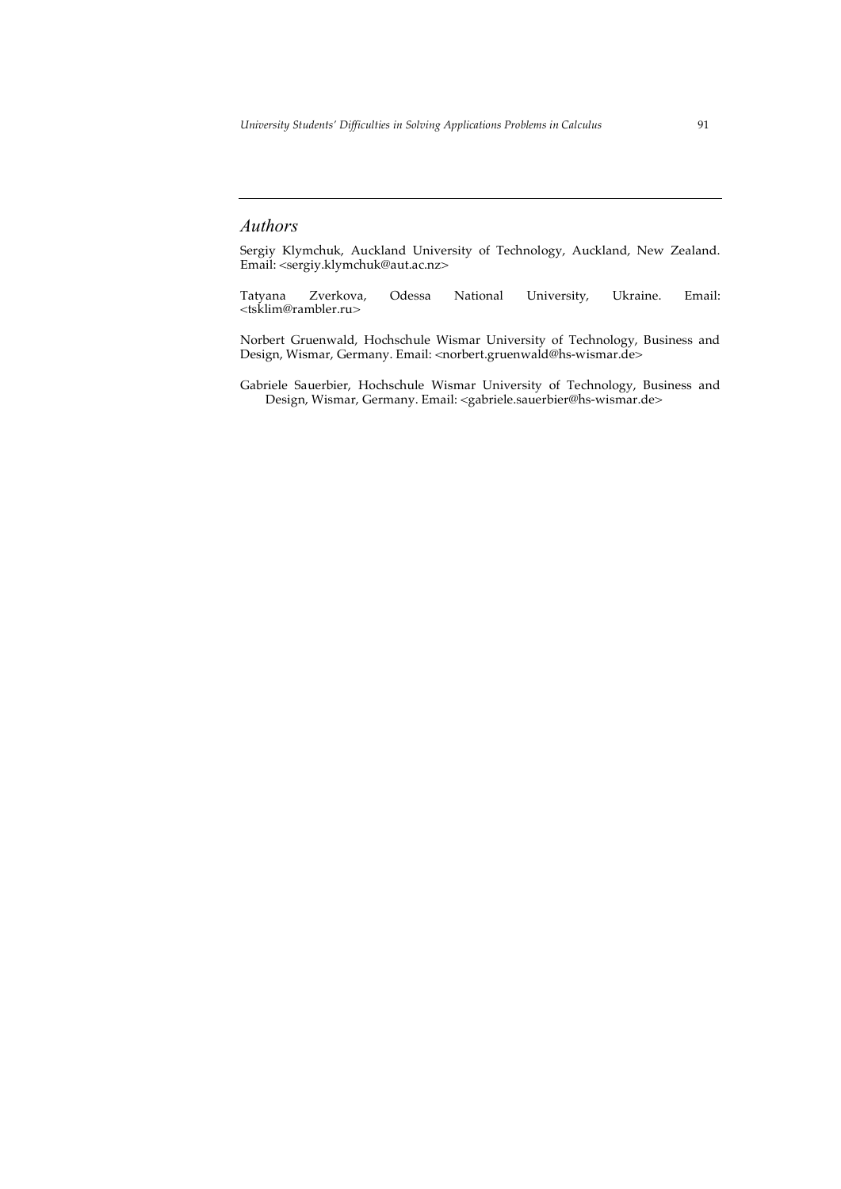## *Authors*

Sergiy Klymchuk, Auckland University of Technology, Auckland, New Zealand. Email: <sergiy.klymchuk@aut.ac.nz>

Tatyana Zverkova, Odessa National University, Ukraine. Email: <tsklim@rambler.ru>

Norbert Gruenwald, Hochschule Wismar University of Technology, Business and Design, Wismar, Germany. Email: <norbert.gruenwald@hs-wismar.de>

Gabriele Sauerbier, Hochschule Wismar University of Technology, Business and Design, Wismar, Germany. Email: <gabriele.sauerbier@hs-wismar.de>